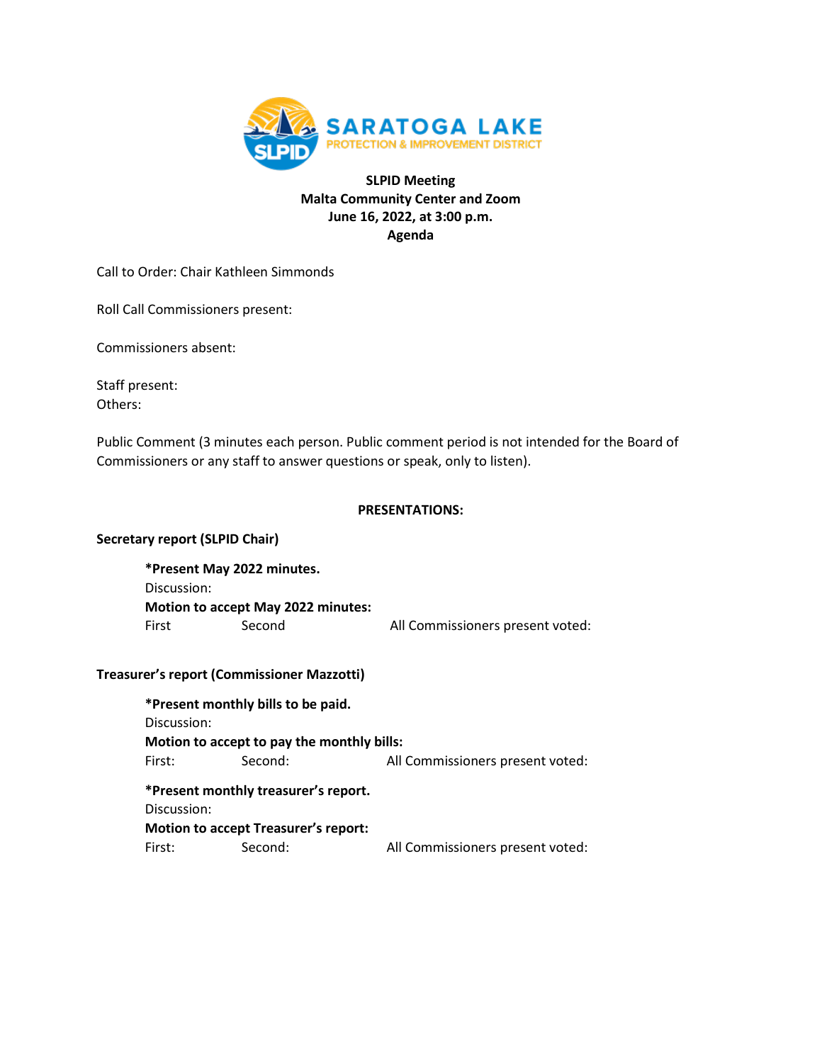**SLPID Meeting**
**Malta Community Center and Zoom**
**June 16, 2022, at 3:00 p.m.**
**Agenda**

Call to Order: Chair Kathleen Simmonds

Roll Call Commissioners present:

Commissioners absent:

Staff present:
Others:

Public Comment (3 minutes each person. Public comment period is not intended for the Board of Commissioners or any staff to answer questions or speak, only to listen).

**PRESENTATIONS:**

**Secretary report (SLPID Chair)**

**\*Present May 2022 minutes.**
Discussion:
**Motion to accept May 2022 minutes:**
First Second All Commissioners present voted:

**Treasurer's report (Commissioner Mazzotti)**

**\*Present monthly bills to be paid.**
Discussion:
**Motion to accept to pay the monthly bills:**
First: Second: All Commissioners present voted:

**\*Present monthly treasurer's report.**
Discussion:
**Motion to accept Treasurer's report:**
First: Second: All Commissioners present voted: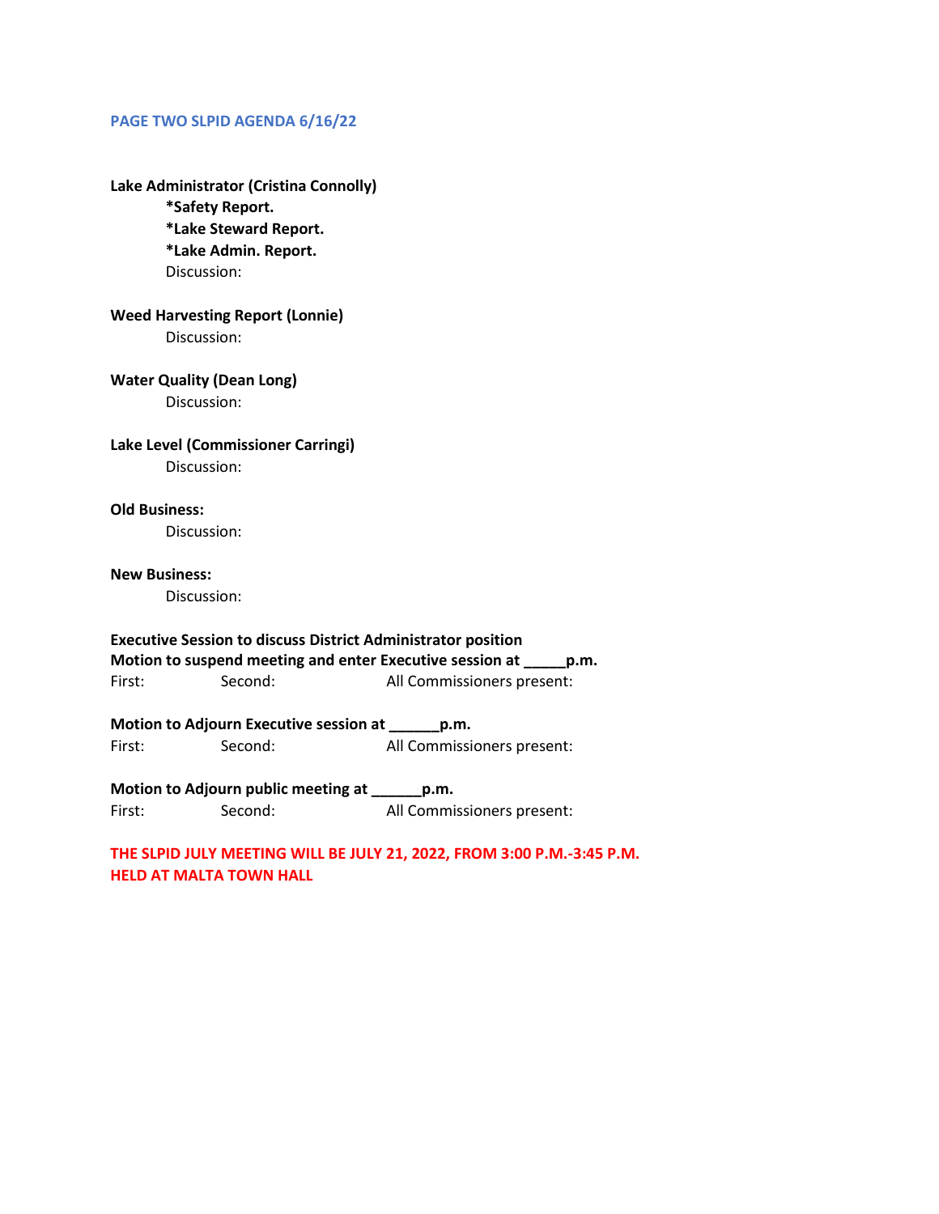**PAGE TWO SLPID AGENDA 6/16/22**

**Lake Administrator (Cristina Connolly)**

**\*Safety Report.**
**\*Lake Steward Report.**
**\*Lake Admin. Report.**
Discussion:

**Weed Harvesting Report (Lonnie)**

Discussion:

**Water Quality (Dean Long)**

Discussion:

**Lake Level (Commissioner Carringi)**

Discussion:

**Old Business:**

Discussion:

**New Business:**

Discussion:

**Executive Session to discuss District Administrator position**
**Motion to suspend meeting and enter Executive session at _____p.m.**
First: Second: All Commissioners present:

**Motion to Adjourn Executive session at ______p.m.**
First: Second: All Commissioners present:

**Motion to Adjourn public meeting at ______p.m.**
First: Second: All Commissioners present:

**THE SLPID JULY MEETING WILL BE JULY 21, 2022, FROM 3:00 P.M.-3:45 P.M. HELD AT MALTA TOWN HALL**